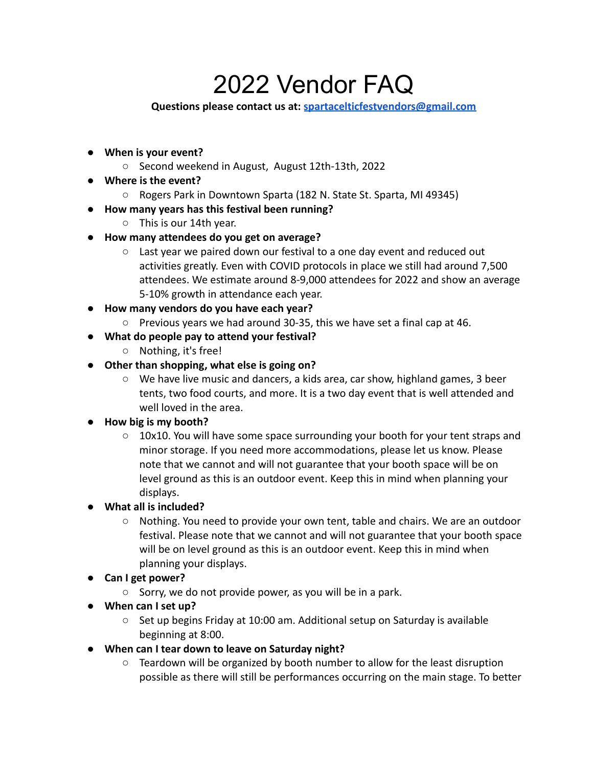# 2022 Vendor FAQ

**Questions please contact us at: [spartacelticfestvendors@gmail.com](mailto:spartacelticfestvendors@gmail.com)**

- **When is your event?**
  - Second weekend in August,  August 12th-13th, 2022
- **Where is the event?**
  - Rogers Park in Downtown Sparta (182 N. State St. Sparta, MI 49345)
- **How many years has this festival been running?**
  - This is our 14th year.
- **How many attendees do you get on average?**
  - Last year we paired down our festival to a one day event and reduced out activities greatly. Even with COVID protocols in place we still had around 7,500 attendees. We estimate around 8-9,000 attendees for 2022 and show an average 5-10% growth in attendance each year.
- **How many vendors do you have each year?**
  - Previous years we had around 30-35, this we have set a final cap at 46.
- **What do people pay to attend your festival?**
  - Nothing, it's free!
- **Other than shopping, what else is going on?**
  - We have live music and dancers, a kids area, car show, highland games, 3 beer tents, two food courts, and more. It is a two day event that is well attended and well loved in the area.
- **How big is my booth?**
  - 10x10. You will have some space surrounding your booth for your tent straps and minor storage. If you need more accommodations, please let us know. Please note that we cannot and will not guarantee that your booth space will be on level ground as this is an outdoor event. Keep this in mind when planning your displays.
- **What all is included?**
  - Nothing. You need to provide your own tent, table and chairs. We are an outdoor festival. Please note that we cannot and will not guarantee that your booth space will be on level ground as this is an outdoor event. Keep this in mind when planning your displays.
- **Can I get power?**
  - Sorry, we do not provide power, as you will be in a park.
- **When can I set up?**
  - Set up begins Friday at 10:00 am. Additional setup on Saturday is available beginning at 8:00.
- **When can I tear down to leave on Saturday night?**
  - Teardown will be organized by booth number to allow for the least disruption possible as there will still be performances occurring on the main stage. To better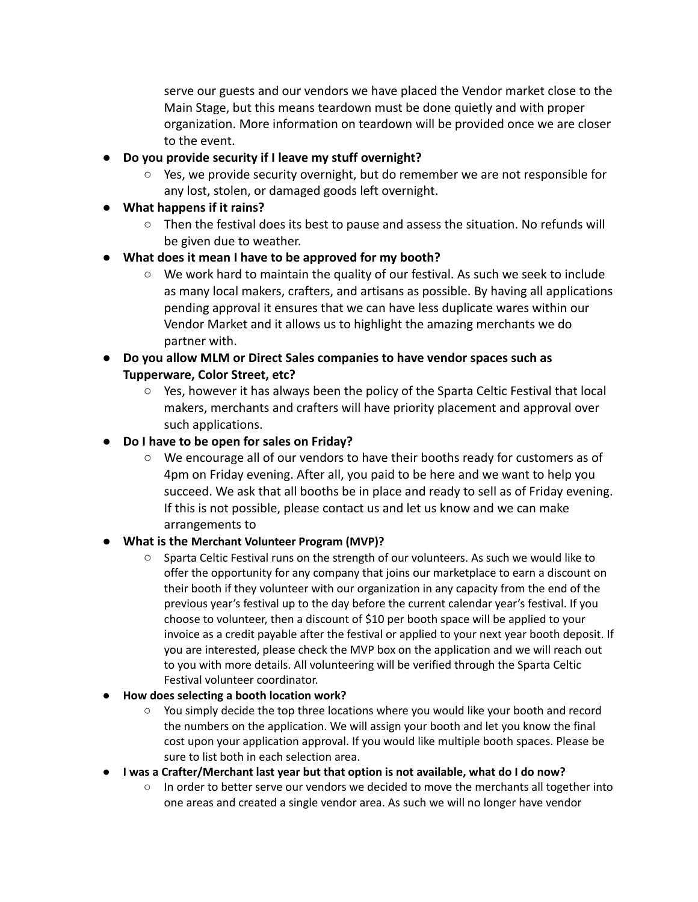serve our guests and our vendors we have placed the Vendor market close to the Main Stage, but this means teardown must be done quietly and with proper organization. More information on teardown will be provided once we are closer to the event.

- **Do you provide security if I leave my stuff overnight?**
  - Yes, we provide security overnight, but do remember we are not responsible for any lost, stolen, or damaged goods left overnight.
- **What happens if it rains?**
  - Then the festival does its best to pause and assess the situation. No refunds will be given due to weather.
- **What does it mean I have to be approved for my booth?**
  - We work hard to maintain the quality of our festival. As such we seek to include as many local makers, crafters, and artisans as possible. By having all applications pending approval it ensures that we can have less duplicate wares within our Vendor Market and it allows us to highlight the amazing merchants we do partner with.
- **Do you allow MLM or Direct Sales companies to have vendor spaces such as Tupperware, Color Street, etc?**
  - Yes, however it has always been the policy of the Sparta Celtic Festival that local makers, merchants and crafters will have priority placement and approval over such applications.
- **Do I have to be open for sales on Friday?**
  - We encourage all of our vendors to have their booths ready for customers as of 4pm on Friday evening. After all, you paid to be here and we want to help you succeed. We ask that all booths be in place and ready to sell as of Friday evening. If this is not possible, please contact us and let us know and we can make arrangements to
- **What is the Merchant Volunteer Program (MVP)?**
  - Sparta Celtic Festival runs on the strength of our volunteers. As such we would like to offer the opportunity for any company that joins our marketplace to earn a discount on their booth if they volunteer with our organization in any capacity from the end of the previous year's festival up to the day before the current calendar year's festival. If you choose to volunteer, then a discount of $10 per booth space will be applied to your invoice as a credit payable after the festival or applied to your next year booth deposit. If you are interested, please check the MVP box on the application and we will reach out to you with more details. All volunteering will be verified through the Sparta Celtic Festival volunteer coordinator.
- **How does selecting a booth location work?**
  - You simply decide the top three locations where you would like your booth and record the numbers on the application. We will assign your booth and let you know the final cost upon your application approval. If you would like multiple booth spaces. Please be sure to list both in each selection area.
- **I was a Crafter/Merchant last year but that option is not available, what do I do now?**
  - In order to better serve our vendors we decided to move the merchants all together into one areas and created a single vendor area. As such we will no longer have vendor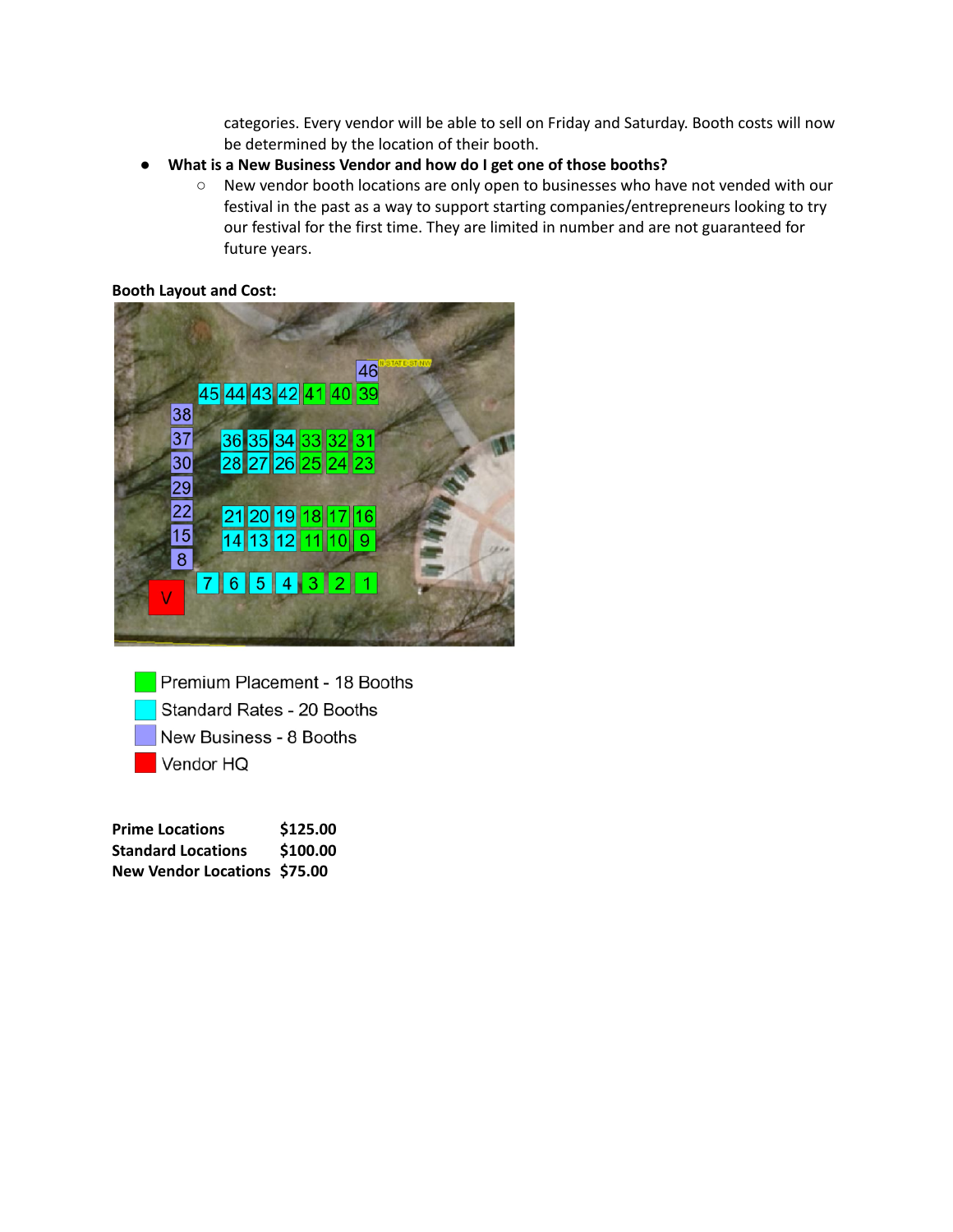categories. Every vendor will be able to sell on Friday and Saturday. Booth costs will now be determined by the location of their booth.

- **What is a New Business Vendor and how do I get one of those booths?**
  - New vendor booth locations are only open to businesses who have not vended with our festival in the past as a way to support starting companies/entrepreneurs looking to try our festival for the first time. They are limited in number and are not guaranteed for future years.

**Booth Layout and Cost:**

46

45 44 43 42 41 40 39

38

37

36 35 34 33 32 31

30

28 27 26 25 24 23

29

22

21 20 19 18 17 16

15

14 13 12 11 10 9

8

V

7 6 5 4 3 2 1

Premium Placement - 18 Booths

Standard Rates - 20 Booths

New Business - 8 Booths

Vendor HQ

| | |
|---|---|
| **Prime Locations** | **$125.00** |
| **Standard Locations** | **$100.00** |
| **New Vendor Locations** | **$75.00** |